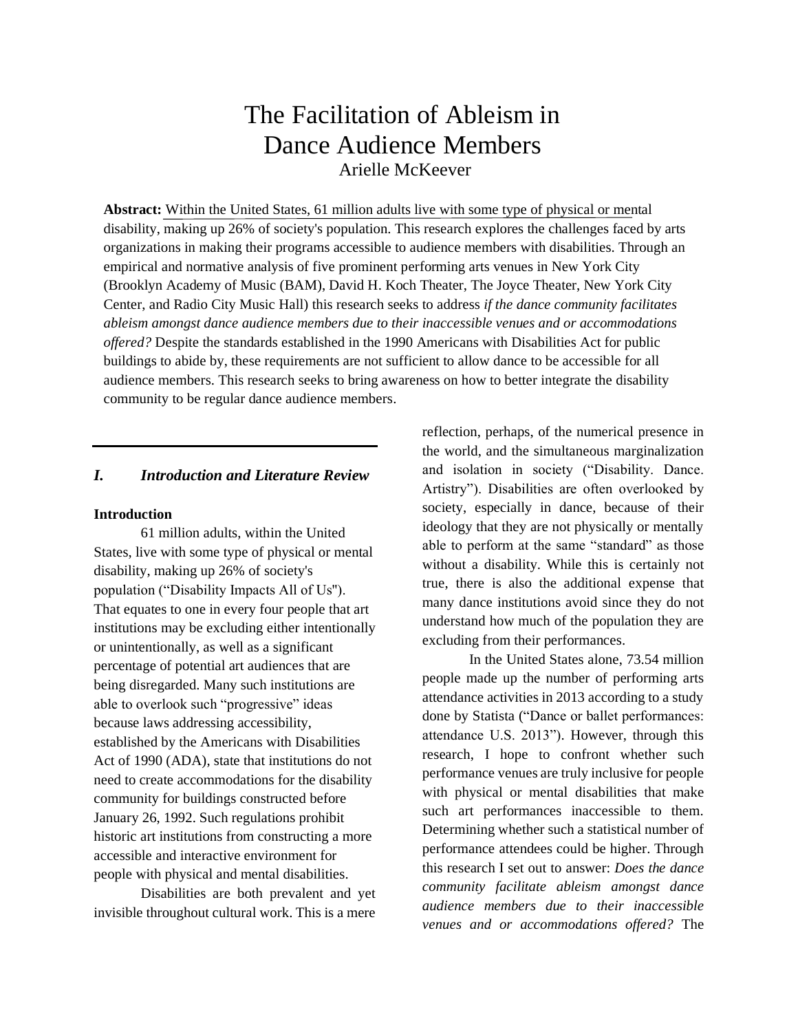# The Facilitation of Ableism in Dance Audience Members

Arielle McKeever

**Abstract:** Within the United States, 61 million adults live with some type of physical or mental disability, making up 26% of society's population. This research explores the challenges faced by arts organizations in making their programs accessible to audience members with disabilities. Through an empirical and normative analysis of five prominent performing arts venues in New York City (Brooklyn Academy of Music (BAM), David H. Koch Theater, The Joyce Theater, New York City Center, and Radio City Music Hall) this research seeks to address *if the dance community facilitates ableism amongst dance audience members due to their inaccessible venues and or accommodations offered?* Despite the standards established in the 1990 Americans with Disabilities Act for public buildings to abide by, these requirements are not sufficient to allow dance to be accessible for all audience members. This research seeks to bring awareness on how to better integrate the disability community to be regular dance audience members.

## *I. Introduction and Literature Review*

### Introduction

61 million adults, within the United States, live with some type of physical or mental disability, making up 26% of society's population ("Disability Impacts All of Us"). That equates to one in every four people that art institutions may be excluding either intentionally or unintentionally, as well as a significant percentage of potential art audiences that are being disregarded. Many such institutions are able to overlook such "progressive" ideas because laws addressing accessibility, established by the Americans with Disabilities Act of 1990 (ADA), state that institutions do not need to create accommodations for the disability community for buildings constructed before January 26, 1992. Such regulations prohibit historic art institutions from constructing a more accessible and interactive environment for people with physical and mental disabilities.

Disabilities are both prevalent and yet invisible throughout cultural work. This is a mere reflection, perhaps, of the numerical presence in the world, and the simultaneous marginalization and isolation in society ("Disability. Dance. Artistry"). Disabilities are often overlooked by society, especially in dance, because of their ideology that they are not physically or mentally able to perform at the same "standard" as those without a disability. While this is certainly not true, there is also the additional expense that many dance institutions avoid since they do not understand how much of the population they are excluding from their performances.

In the United States alone, 73.54 million people made up the number of performing arts attendance activities in 2013 according to a study done by Statista ("Dance or ballet performances: attendance U.S. 2013"). However, through this research, I hope to confront whether such performance venues are truly inclusive for people with physical or mental disabilities that make such art performances inaccessible to them. Determining whether such a statistical number of performance attendees could be higher. Through this research I set out to answer: *Does the dance community facilitate ableism amongst dance audience members due to their inaccessible venues and or accommodations offered?* The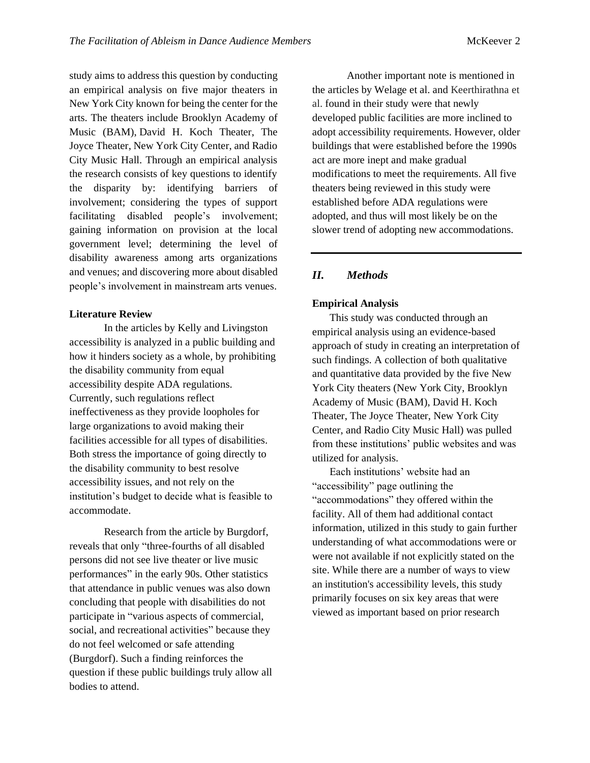study aims to address this question by conducting an empirical analysis on five major theaters in New York City known for being the center for the arts. The theaters include Brooklyn Academy of Music (BAM), David H. Koch Theater, The Joyce Theater, New York City Center, and Radio City Music Hall. Through an empirical analysis the research consists of key questions to identify the disparity by: identifying barriers of involvement; considering the types of support facilitating disabled people's involvement; gaining information on provision at the local government level; determining the level of disability awareness among arts organizations and venues; and discovering more about disabled people's involvement in mainstream arts venues.

**Literature Review**

In the articles by Kelly and Livingston accessibility is analyzed in a public building and how it hinders society as a whole, by prohibiting the disability community from equal accessibility despite ADA regulations. Currently, such regulations reflect ineffectiveness as they provide loopholes for large organizations to avoid making their facilities accessible for all types of disabilities. Both stress the importance of going directly to the disability community to best resolve accessibility issues, and not rely on the institution's budget to decide what is feasible to accommodate.

Research from the article by Burgdorf, reveals that only "three-fourths of all disabled persons did not see live theater or live music performances" in the early 90s. Other statistics that attendance in public venues was also down concluding that people with disabilities do not participate in "various aspects of commercial, social, and recreational activities" because they do not feel welcomed or safe attending (Burgdorf). Such a finding reinforces the question if these public buildings truly allow all bodies to attend.

Another important note is mentioned in the articles by Welage et al. and Keerthirathna et al. found in their study were that newly developed public facilities are more inclined to adopt accessibility requirements. However, older buildings that were established before the 1990s act are more inept and make gradual modifications to meet the requirements. All five theaters being reviewed in this study were established before ADA regulations were adopted, and thus will most likely be on the slower trend of adopting new accommodations.

## *II. Methods*

**Empirical Analysis**

This study was conducted through an empirical analysis using an evidence-based approach of study in creating an interpretation of such findings. A collection of both qualitative and quantitative data provided by the five New York City theaters (New York City, Brooklyn Academy of Music (BAM), David H. Koch Theater, The Joyce Theater, New York City Center, and Radio City Music Hall) was pulled from these institutions' public websites and was utilized for analysis.

Each institutions' website had an "accessibility" page outlining the "accommodations" they offered within the facility. All of them had additional contact information, utilized in this study to gain further understanding of what accommodations were or were not available if not explicitly stated on the site. While there are a number of ways to view an institution's accessibility levels, this study primarily focuses on six key areas that were viewed as important based on prior research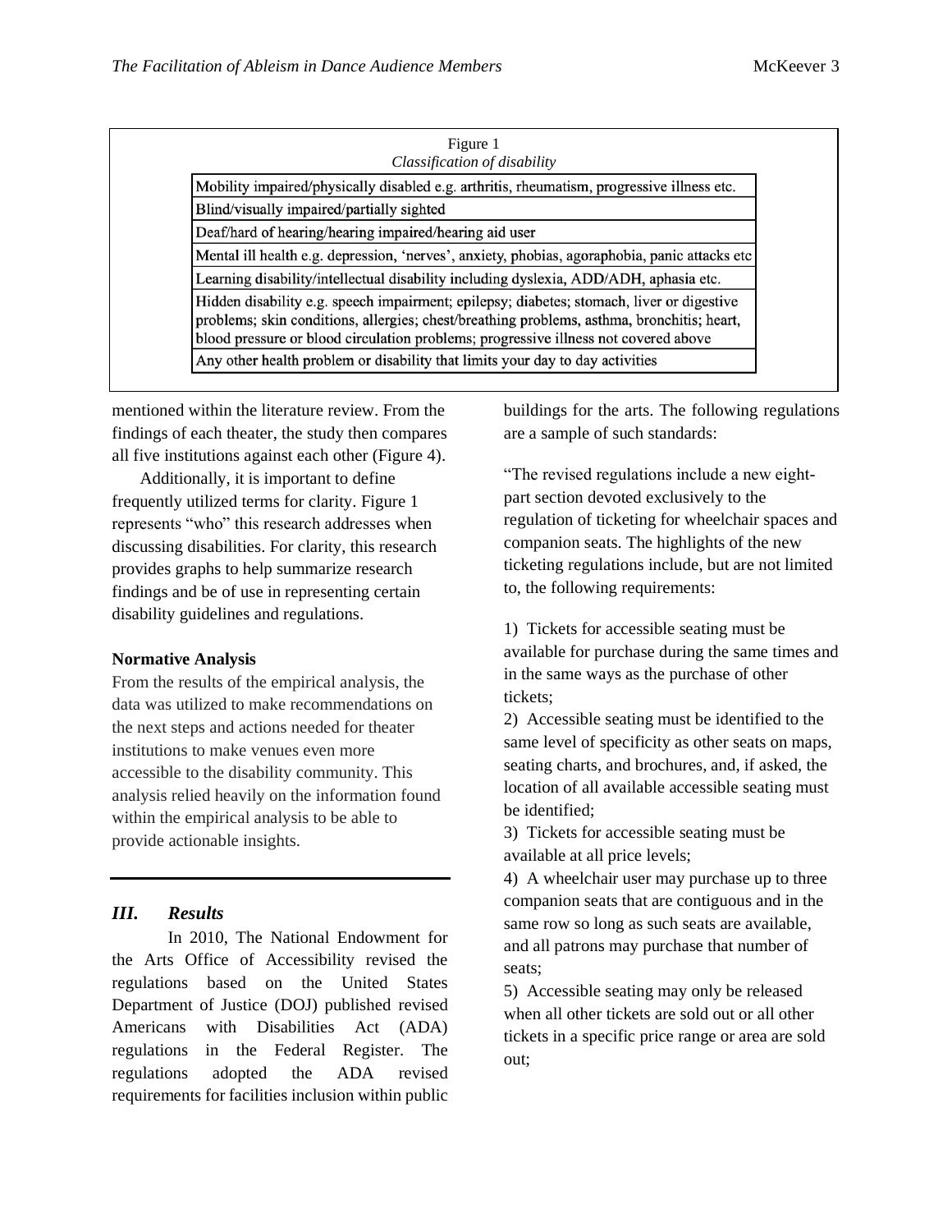Figure 1
*Classification of disability*

| Classification of disability |
| --- |
| Mobility impaired/physically disabled e.g. arthritis, rheumatism, progressive illness etc. |
| Blind/visually impaired/partially sighted |
| Deaf/hard of hearing/hearing impaired/hearing aid user |
| Mental ill health e.g. depression, 'nerves', anxiety, phobias, agoraphobia, panic attacks etc |
| Learning disability/intellectual disability including dyslexia, ADD/ADH, aphasia etc. |
| Hidden disability e.g. speech impairment; epilepsy; diabetes; stomach, liver or digestive problems; skin conditions, allergies; chest/breathing problems, asthma, bronchitis; heart, blood pressure or blood circulation problems; progressive illness not covered above |
| Any other health problem or disability that limits your day to day activities |

mentioned within the literature review. From the findings of each theater, the study then compares all five institutions against each other (Figure 4).

Additionally, it is important to define frequently utilized terms for clarity. Figure 1 represents "who" this research addresses when discussing disabilities. For clarity, this research provides graphs to help summarize research findings and be of use in representing certain disability guidelines and regulations.

**Normative Analysis**

From the results of the empirical analysis, the data was utilized to make recommendations on the next steps and actions needed for theater institutions to make venues even more accessible to the disability community. This analysis relied heavily on the information found within the empirical analysis to be able to provide actionable insights.

## *III. Results*

In 2010, The National Endowment for the Arts Office of Accessibility revised the regulations based on the United States Department of Justice (DOJ) published revised Americans with Disabilities Act (ADA) regulations in the Federal Register. The regulations adopted the ADA revised requirements for facilities inclusion within public buildings for the arts. The following regulations are a sample of such standards:

"The revised regulations include a new eight-part section devoted exclusively to the regulation of ticketing for wheelchair spaces and companion seats. The highlights of the new ticketing regulations include, but are not limited to, the following requirements:

1) Tickets for accessible seating must be available for purchase during the same times and in the same ways as the purchase of other tickets;
2) Accessible seating must be identified to the same level of specificity as other seats on maps, seating charts, and brochures, and, if asked, the location of all available accessible seating must be identified;
3) Tickets for accessible seating must be available at all price levels;
4) A wheelchair user may purchase up to three companion seats that are contiguous and in the same row so long as such seats are available, and all patrons may purchase that number of seats;
5) Accessible seating may only be released when all other tickets are sold out or all other tickets in a specific price range or area are sold out;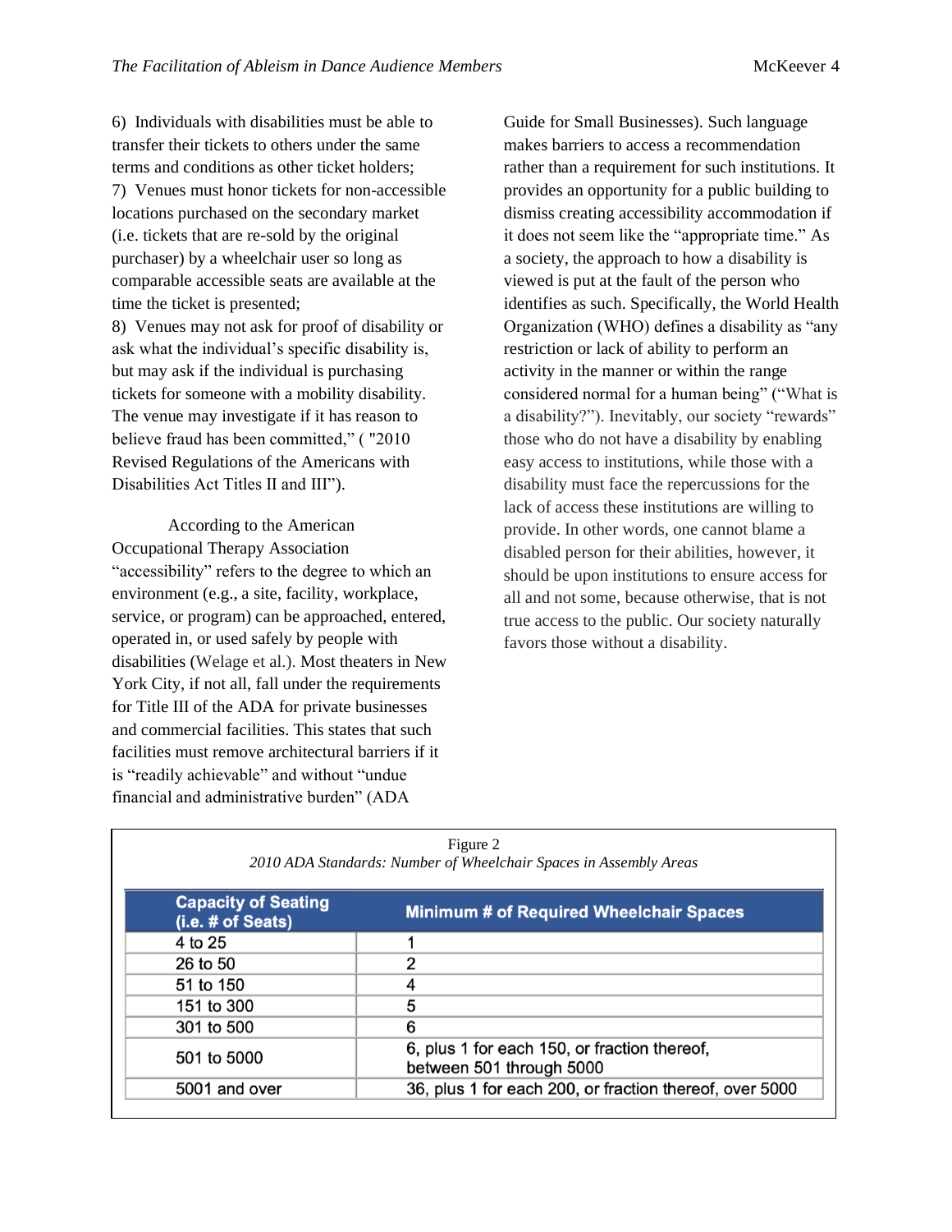6) Individuals with disabilities must be able to transfer their tickets to others under the same terms and conditions as other ticket holders;
7) Venues must honor tickets for non-accessible locations purchased on the secondary market (i.e. tickets that are re-sold by the original purchaser) by a wheelchair user so long as comparable accessible seats are available at the time the ticket is presented;
8) Venues may not ask for proof of disability or ask what the individual's specific disability is, but may ask if the individual is purchasing tickets for someone with a mobility disability. The venue may investigate if it has reason to believe fraud has been committed," ( "2010 Revised Regulations of the Americans with Disabilities Act Titles II and III").

According to the American Occupational Therapy Association "accessibility" refers to the degree to which an environment (e.g., a site, facility, workplace, service, or program) can be approached, entered, operated in, or used safely by people with disabilities (Welage et al.). Most theaters in New York City, if not all, fall under the requirements for Title III of the ADA for private businesses and commercial facilities. This states that such facilities must remove architectural barriers if it is "readily achievable" and without "undue financial and administrative burden" (ADA Guide for Small Businesses). Such language makes barriers to access a recommendation rather than a requirement for such institutions. It provides an opportunity for a public building to dismiss creating accessibility accommodation if it does not seem like the "appropriate time." As a society, the approach to how a disability is viewed is put at the fault of the person who identifies as such. Specifically, the World Health Organization (WHO) defines a disability as "any restriction or lack of ability to perform an activity in the manner or within the range considered normal for a human being" ("What is a disability?"). Inevitably, our society "rewards" those who do not have a disability by enabling easy access to institutions, while those with a disability must face the repercussions for the lack of access these institutions are willing to provide. In other words, one cannot blame a disabled person for their abilities, however, it should be upon institutions to ensure access for all and not some, because otherwise, that is not true access to the public. Our society naturally favors those without a disability.

Figure 2
*2010 ADA Standards: Number of Wheelchair Spaces in Assembly Areas*

| Capacity of Seating (i.e. # of Seats) | Minimum # of Required Wheelchair Spaces |
|---|---|
| 4 to 25 | 1 |
| 26 to 50 | 2 |
| 51 to 150 | 4 |
| 151 to 300 | 5 |
| 301 to 500 | 6 |
| 501 to 5000 | 6, plus 1 for each 150, or fraction thereof, between 501 through 5000 |
| 5001 and over | 36, plus 1 for each 200, or fraction thereof, over 5000 |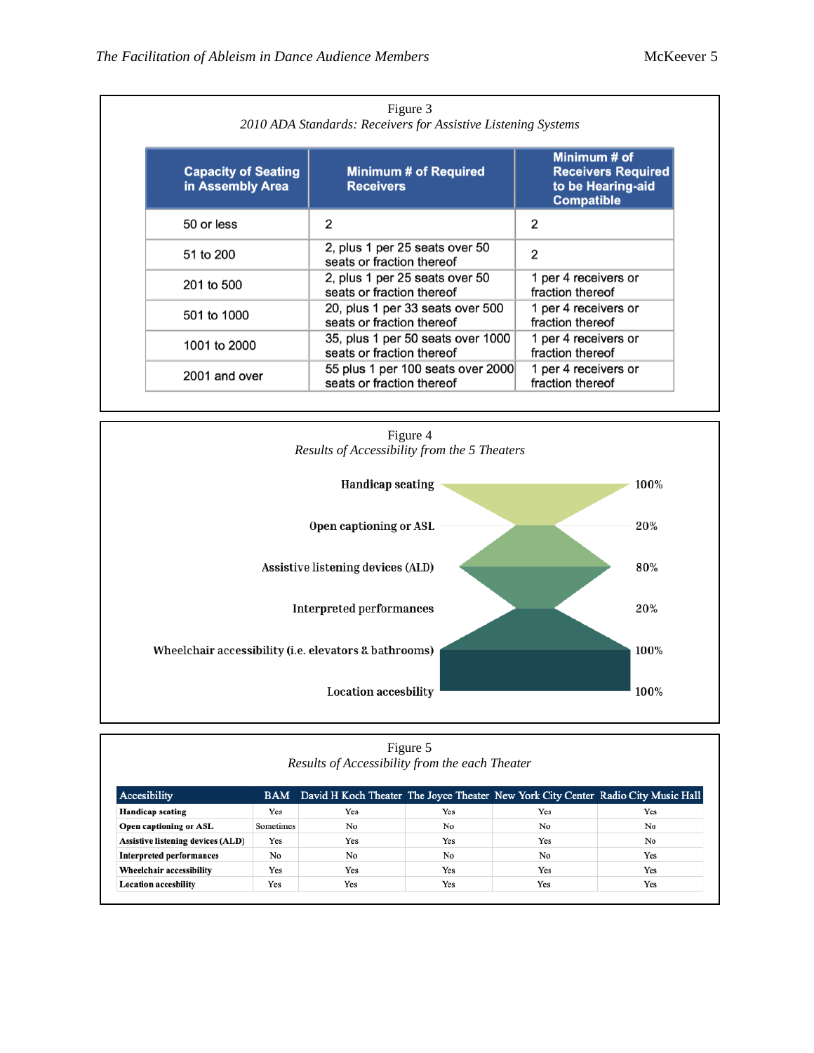Figure 3

*2010 ADA Standards: Receivers for Assistive Listening Systems*

| Capacity of Seating in Assembly Area | Minimum # of Required Receivers | Minimum # of Receivers Required to be Hearing-aid Compatible |
|---|---|---|
| 50 or less | 2 | 2 |
| 51 to 200 | 2, plus 1 per 25 seats over 50 seats or fraction thereof | 2 |
| 201 to 500 | 2, plus 1 per 25 seats over 50 seats or fraction thereof | 1 per 4 receivers or fraction thereof |
| 501 to 1000 | 20, plus 1 per 33 seats over 500 seats or fraction thereof | 1 per 4 receivers or fraction thereof |
| 1001 to 2000 | 35, plus 1 per 50 seats over 1000 seats or fraction thereof | 1 per 4 receivers or fraction thereof |
| 2001 and over | 55 plus 1 per 100 seats over 2000 seats or fraction thereof | 1 per 4 receivers or fraction thereof |

Figure 4

*Results of Accessibility from the 5 Theaters*

| Accessibility | Result |
|---|---|
| Handicap seating | 100% |
| Open captioning or ASL | 20% |
| Assistive listening devices (ALD) | 80% |
| Interpreted performances | 20% |
| Wheelchair accessibility (i.e. elevators & bathrooms) | 100% |
| Location accesbility | 100% |

Figure 5

*Results of Accessibility from the each Theater*

| Accesibility | BAM | David H Koch Theater | The Joyce Theater | New York City Center | Radio City Music Hall |
|---|---|---|---|---|---|
| **Handicap seating** | Yes | Yes | Yes | Yes | Yes |
| **Open captioning or ASL** | Sometimes | No | No | No | No |
| **Assistive listening devices (ALD)** | Yes | Yes | Yes | Yes | No |
| **Interpreted performances** | No | No | No | No | Yes |
| **Wheelchair accessibility** | Yes | Yes | Yes | Yes | Yes |
| **Location accesbility** | Yes | Yes | Yes | Yes | Yes |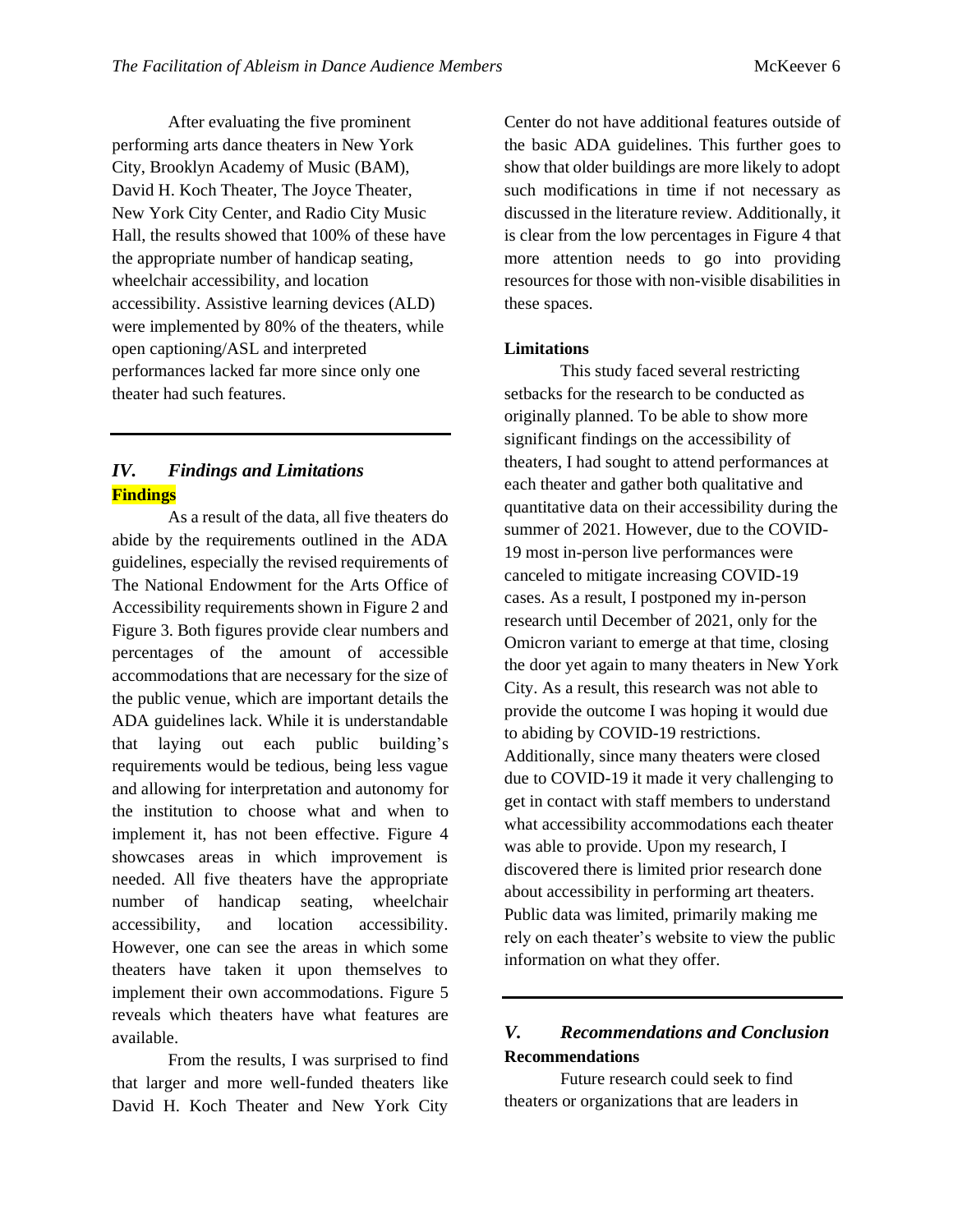After evaluating the five prominent performing arts dance theaters in New York City, Brooklyn Academy of Music (BAM), David H. Koch Theater, The Joyce Theater, New York City Center, and Radio City Music Hall, the results showed that 100% of these have the appropriate number of handicap seating, wheelchair accessibility, and location accessibility. Assistive learning devices (ALD) were implemented by 80% of the theaters, while open captioning/ASL and interpreted performances lacked far more since only one theater had such features.

## *IV. Findings and Limitations*

### Findings

As a result of the data, all five theaters do abide by the requirements outlined in the ADA guidelines, especially the revised requirements of The National Endowment for the Arts Office of Accessibility requirements shown in Figure 2 and Figure 3. Both figures provide clear numbers and percentages of the amount of accessible accommodations that are necessary for the size of the public venue, which are important details the ADA guidelines lack. While it is understandable that laying out each public building's requirements would be tedious, being less vague and allowing for interpretation and autonomy for the institution to choose what and when to implement it, has not been effective. Figure 4 showcases areas in which improvement is needed. All five theaters have the appropriate number of handicap seating, wheelchair accessibility, and location accessibility. However, one can see the areas in which some theaters have taken it upon themselves to implement their own accommodations. Figure 5 reveals which theaters have what features are available.

From the results, I was surprised to find that larger and more well-funded theaters like David H. Koch Theater and New York City Center do not have additional features outside of the basic ADA guidelines. This further goes to show that older buildings are more likely to adopt such modifications in time if not necessary as discussed in the literature review. Additionally, it is clear from the low percentages in Figure 4 that more attention needs to go into providing resources for those with non-visible disabilities in these spaces.

### Limitations

This study faced several restricting setbacks for the research to be conducted as originally planned. To be able to show more significant findings on the accessibility of theaters, I had sought to attend performances at each theater and gather both qualitative and quantitative data on their accessibility during the summer of 2021. However, due to the COVID-19 most in-person live performances were canceled to mitigate increasing COVID-19 cases. As a result, I postponed my in-person research until December of 2021, only for the Omicron variant to emerge at that time, closing the door yet again to many theaters in New York City. As a result, this research was not able to provide the outcome I was hoping it would due to abiding by COVID-19 restrictions. Additionally, since many theaters were closed due to COVID-19 it made it very challenging to get in contact with staff members to understand what accessibility accommodations each theater was able to provide. Upon my research, I discovered there is limited prior research done about accessibility in performing art theaters. Public data was limited, primarily making me rely on each theater's website to view the public information on what they offer.

## *V. Recommendations and Conclusion*

### Recommendations

Future research could seek to find theaters or organizations that are leaders in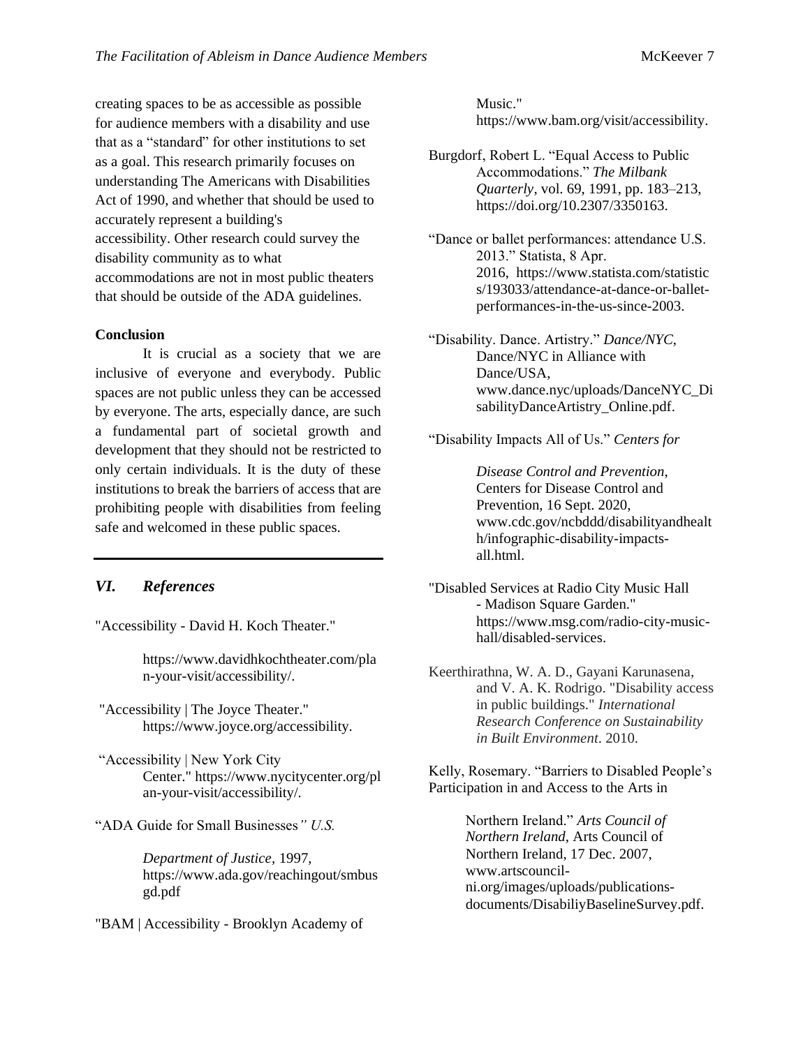creating spaces to be as accessible as possible for audience members with a disability and use that as a "standard" for other institutions to set as a goal. This research primarily focuses on understanding The Americans with Disabilities Act of 1990, and whether that should be used to accurately represent a building's accessibility. Other research could survey the disability community as to what accommodations are not in most public theaters that should be outside of the ADA guidelines.

**Conclusion**

It is crucial as a society that we are inclusive of everyone and everybody. Public spaces are not public unless they can be accessed by everyone. The arts, especially dance, are such a fundamental part of societal growth and development that they should not be restricted to only certain individuals. It is the duty of these institutions to break the barriers of access that are prohibiting people with disabilities from feeling safe and welcomed in these public spaces.

## *VI. References*

"Accessibility - David H. Koch Theater." https://www.davidhkochtheater.com/plan-your-visit/accessibility/.

"Accessibility | The Joyce Theater." https://www.joyce.org/accessibility.

"Accessibility | New York City Center." https://www.nycitycenter.org/plan-your-visit/accessibility/.

"ADA Guide for Small Businesses*" U.S. Department of Justice*, 1997, https://www.ada.gov/reachingout/smbusgd.pdf

"BAM | Accessibility - Brooklyn Academy of Music." https://www.bam.org/visit/accessibility.

Burgdorf, Robert L. "Equal Access to Public Accommodations." *The Milbank Quarterly*, vol. 69, 1991, pp. 183–213, https://doi.org/10.2307/3350163.

"Dance or ballet performances: attendance U.S. 2013." Statista, 8 Apr. 2016, https://www.statista.com/statistics/193033/attendance-at-dance-or-ballet-performances-in-the-us-since-2003.

"Disability. Dance. Artistry." *Dance/NYC*, Dance/NYC in Alliance with Dance/USA, www.dance.nyc/uploads/DanceNYC_DisabilityDanceArtistry_Online.pdf.

"Disability Impacts All of Us." *Centers for Disease Control and Prevention*, Centers for Disease Control and Prevention, 16 Sept. 2020, www.cdc.gov/ncbddd/disabilityandhealth/infographic-disability-impacts-all.html.

"Disabled Services at Radio City Music Hall - Madison Square Garden." https://www.msg.com/radio-city-music-hall/disabled-services.

Keerthirathna, W. A. D., Gayani Karunasena, and V. A. K. Rodrigo. "Disability access in public buildings." *International Research Conference on Sustainability in Built Environment*. 2010.

Kelly, Rosemary. "Barriers to Disabled People's Participation in and Access to the Arts in Northern Ireland." *Arts Council of Northern Ireland*, Arts Council of Northern Ireland, 17 Dec. 2007, www.artscouncil-ni.org/images/uploads/publications-documents/DisabiliyBaselineSurvey.pdf.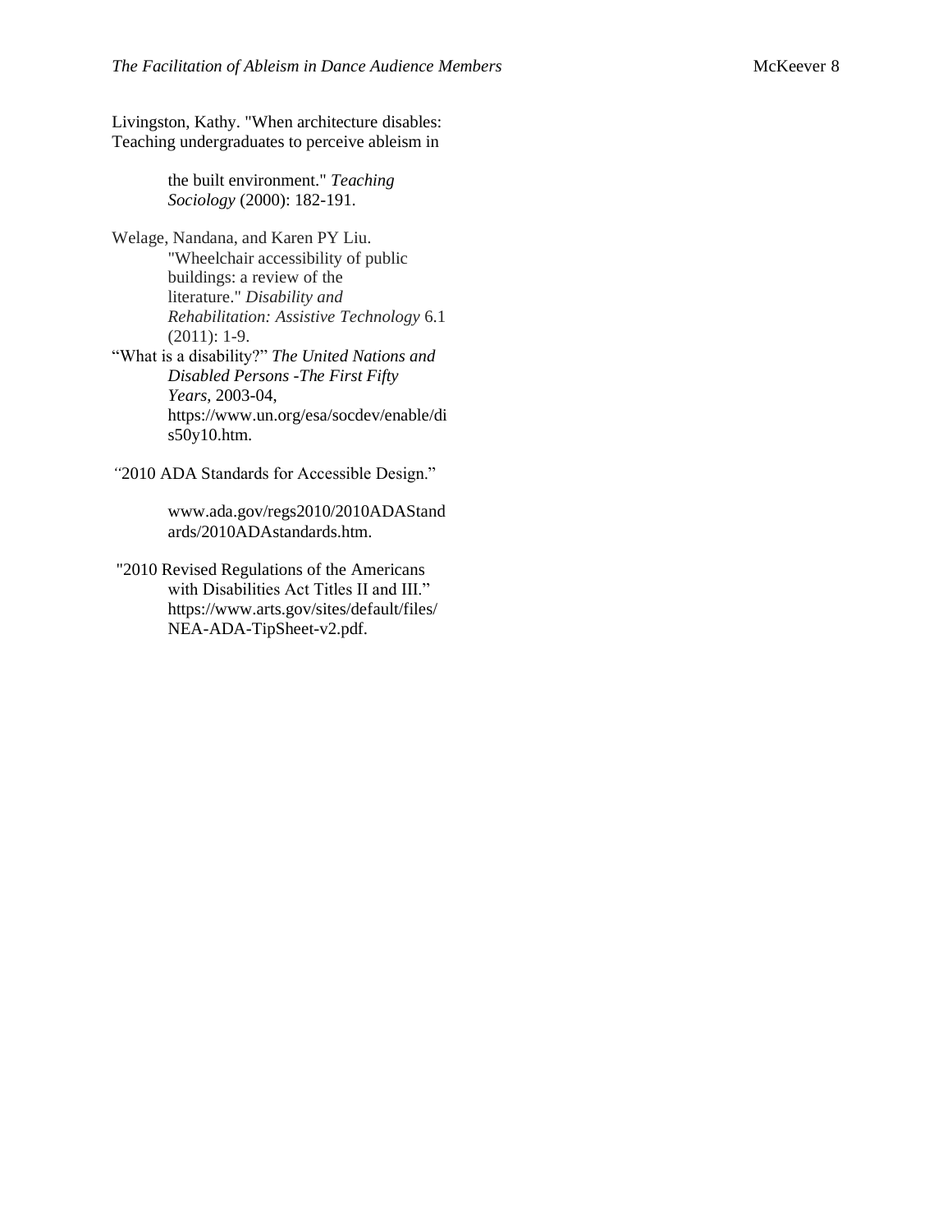Livingston, Kathy. "When architecture disables: Teaching undergraduates to perceive ableism in the built environment." *Teaching Sociology* (2000): 182-191.

Welage, Nandana, and Karen PY Liu. "Wheelchair accessibility of public buildings: a review of the literature." *Disability and Rehabilitation: Assistive Technology* 6.1 (2011): 1-9.

"What is a disability?" *The United Nations and Disabled Persons -The First Fifty Years*, 2003-04, https://www.un.org/esa/socdev/enable/dis50y10.htm.

"2010 ADA Standards for Accessible Design." www.ada.gov/regs2010/2010ADAStandards/2010ADAstandards.htm.

"2010 Revised Regulations of the Americans with Disabilities Act Titles II and III." https://www.arts.gov/sites/default/files/NEA-ADA-TipSheet-v2.pdf.